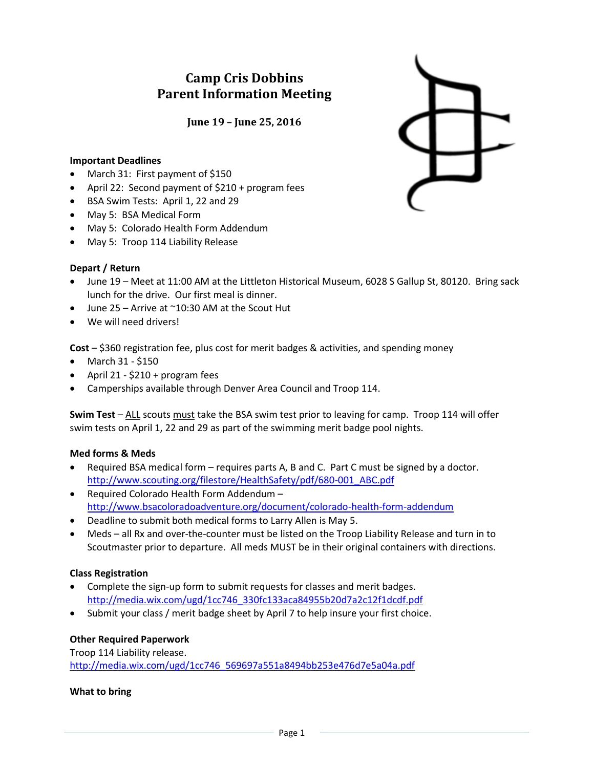# Camp Cris Dobbins
# Parent Information Meeting

### June 19 – June 25, 2016

**Important Deadlines**

- March 31: First payment of $150
- April 22: Second payment of $210 + program fees
- BSA Swim Tests: April 1, 22 and 29
- May 5: BSA Medical Form
- May 5: Colorado Health Form Addendum
- May 5: Troop 114 Liability Release

**Depart / Return**

- June 19 – Meet at 11:00 AM at the Littleton Historical Museum, 6028 S Gallup St, 80120. Bring sack lunch for the drive. Our first meal is dinner.
- June 25 – Arrive at ~10:30 AM at the Scout Hut
- We will need drivers!

**Cost** – $360 registration fee, plus cost for merit badges & activities, and spending money

- March 31 - $150
- April 21 - $210 + program fees
- Camperships available through Denver Area Council and Troop 114.

**Swim Test** – ALL scouts must take the BSA swim test prior to leaving for camp. Troop 114 will offer swim tests on April 1, 22 and 29 as part of the swimming merit badge pool nights.

**Med forms & Meds**

- Required BSA medical form – requires parts A, B and C. Part C must be signed by a doctor. http://www.scouting.org/filestore/HealthSafety/pdf/680-001_ABC.pdf
- Required Colorado Health Form Addendum – http://www.bsacoloradoadventure.org/document/colorado-health-form-addendum
- Deadline to submit both medical forms to Larry Allen is May 5.
- Meds – all Rx and over-the-counter must be listed on the Troop Liability Release and turn in to Scoutmaster prior to departure. All meds MUST be in their original containers with directions.

**Class Registration**

- Complete the sign-up form to submit requests for classes and merit badges. http://media.wix.com/ugd/1cc746_330fc133aca84955b20d7a2c12f1dcdf.pdf
- Submit your class / merit badge sheet by April 7 to help insure your first choice.

**Other Required Paperwork**

Troop 114 Liability release.
http://media.wix.com/ugd/1cc746_569697a551a8494bb253e476d7e5a04a.pdf

**What to bring**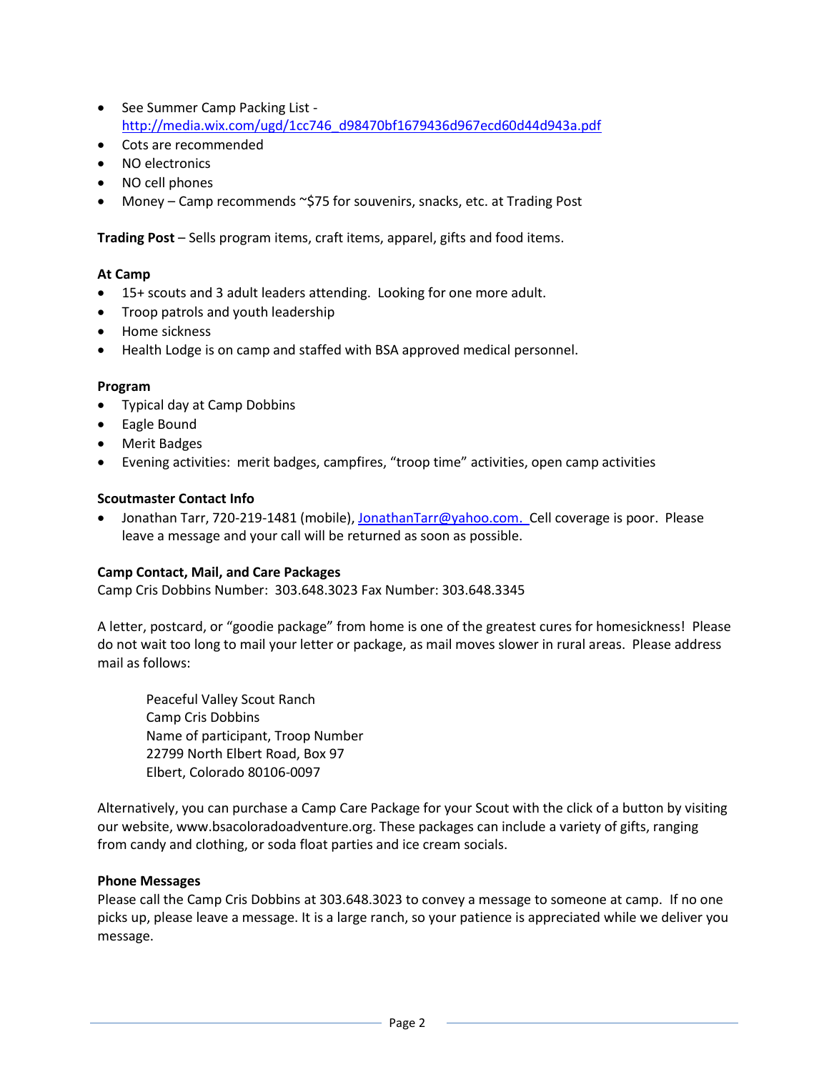- See Summer Camp Packing List - [http://media.wix.com/ugd/1cc746_d98470bf1679436d967ecd60d44d943a.pdf](http://media.wix.com/ugd/1cc746_d98470bf1679436d967ecd60d44d943a.pdf)
- Cots are recommended
- NO electronics
- NO cell phones
- Money – Camp recommends ~$75 for souvenirs, snacks, etc. at Trading Post

**Trading Post** – Sells program items, craft items, apparel, gifts and food items.

**At Camp**

- 15+ scouts and 3 adult leaders attending. Looking for one more adult.
- Troop patrols and youth leadership
- Home sickness
- Health Lodge is on camp and staffed with BSA approved medical personnel.

**Program**

- Typical day at Camp Dobbins
- Eagle Bound
- Merit Badges
- Evening activities: merit badges, campfires, "troop time" activities, open camp activities

**Scoutmaster Contact Info**

- Jonathan Tarr, 720-219-1481 (mobile), [JonathanTarr@yahoo.com.](mailto:JonathanTarr@yahoo.com) Cell coverage is poor. Please leave a message and your call will be returned as soon as possible.

**Camp Contact, Mail, and Care Packages**

Camp Cris Dobbins Number: 303.648.3023 Fax Number: 303.648.3345

A letter, postcard, or "goodie package" from home is one of the greatest cures for homesickness! Please do not wait too long to mail your letter or package, as mail moves slower in rural areas. Please address mail as follows:

> Peaceful Valley Scout Ranch
> Camp Cris Dobbins
> Name of participant, Troop Number
> 22799 North Elbert Road, Box 97
> Elbert, Colorado 80106-0097

Alternatively, you can purchase a Camp Care Package for your Scout with the click of a button by visiting our website, www.bsacoloradoadventure.org. These packages can include a variety of gifts, ranging from candy and clothing, or soda float parties and ice cream socials.

**Phone Messages**

Please call the Camp Cris Dobbins at 303.648.3023 to convey a message to someone at camp. If no one picks up, please leave a message. It is a large ranch, so your patience is appreciated while we deliver you message.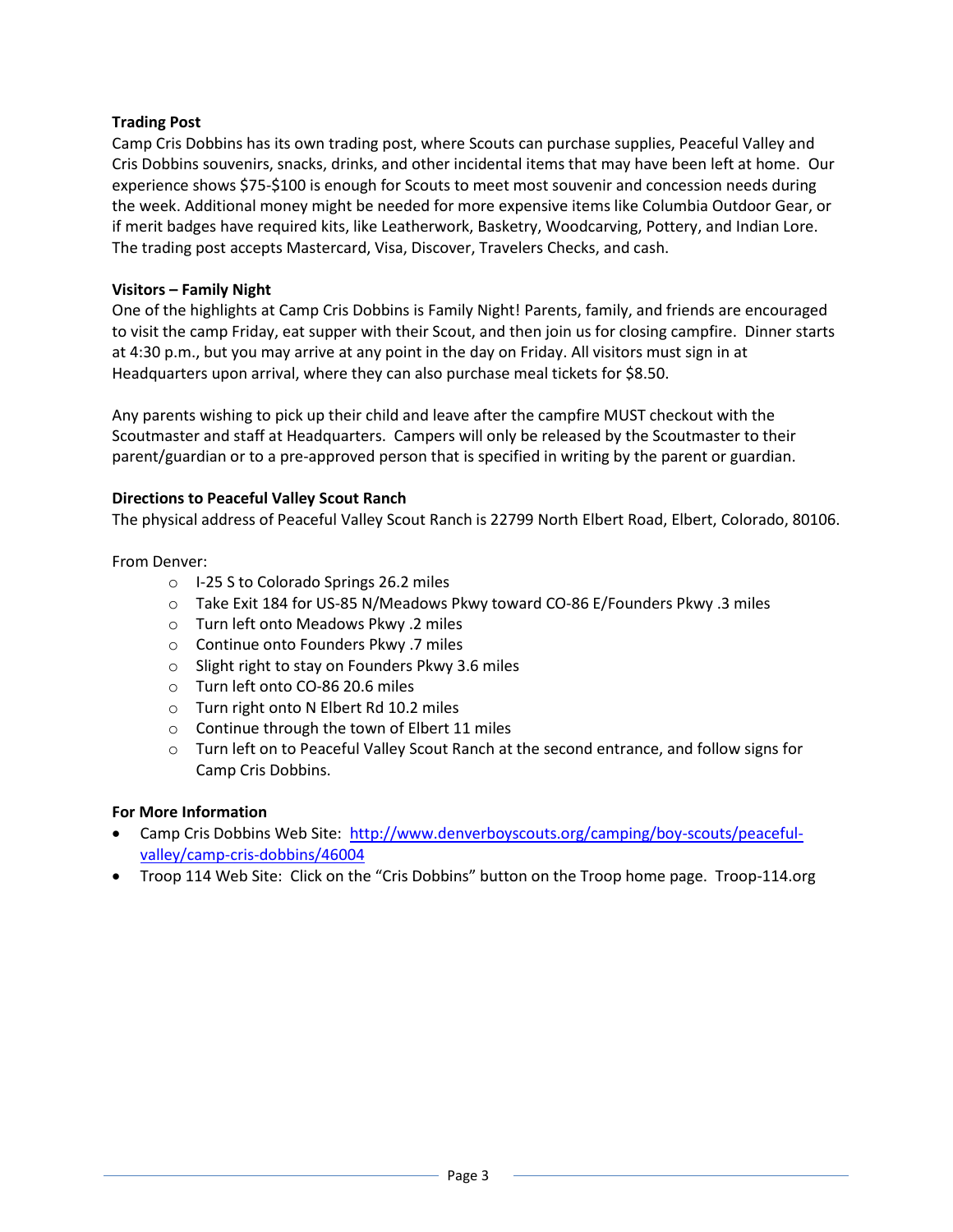**Trading Post**

Camp Cris Dobbins has its own trading post, where Scouts can purchase supplies, Peaceful Valley and Cris Dobbins souvenirs, snacks, drinks, and other incidental items that may have been left at home. Our experience shows $75-$100 is enough for Scouts to meet most souvenir and concession needs during the week. Additional money might be needed for more expensive items like Columbia Outdoor Gear, or if merit badges have required kits, like Leatherwork, Basketry, Woodcarving, Pottery, and Indian Lore. The trading post accepts Mastercard, Visa, Discover, Travelers Checks, and cash.

**Visitors – Family Night**

One of the highlights at Camp Cris Dobbins is Family Night! Parents, family, and friends are encouraged to visit the camp Friday, eat supper with their Scout, and then join us for closing campfire. Dinner starts at 4:30 p.m., but you may arrive at any point in the day on Friday. All visitors must sign in at Headquarters upon arrival, where they can also purchase meal tickets for $8.50.

Any parents wishing to pick up their child and leave after the campfire MUST checkout with the Scoutmaster and staff at Headquarters. Campers will only be released by the Scoutmaster to their parent/guardian or to a pre-approved person that is specified in writing by the parent or guardian.

**Directions to Peaceful Valley Scout Ranch**

The physical address of Peaceful Valley Scout Ranch is 22799 North Elbert Road, Elbert, Colorado, 80106.

From Denver:

- I-25 S to Colorado Springs 26.2 miles
- Take Exit 184 for US-85 N/Meadows Pkwy toward CO-86 E/Founders Pkwy .3 miles
- Turn left onto Meadows Pkwy .2 miles
- Continue onto Founders Pkwy .7 miles
- Slight right to stay on Founders Pkwy 3.6 miles
- Turn left onto CO-86 20.6 miles
- Turn right onto N Elbert Rd 10.2 miles
- Continue through the town of Elbert 11 miles
- Turn left on to Peaceful Valley Scout Ranch at the second entrance, and follow signs for Camp Cris Dobbins.

**For More Information**

- Camp Cris Dobbins Web Site: http://www.denverboyscouts.org/camping/boy-scouts/peaceful-valley/camp-cris-dobbins/46004
- Troop 114 Web Site: Click on the "Cris Dobbins" button on the Troop home page. Troop-114.org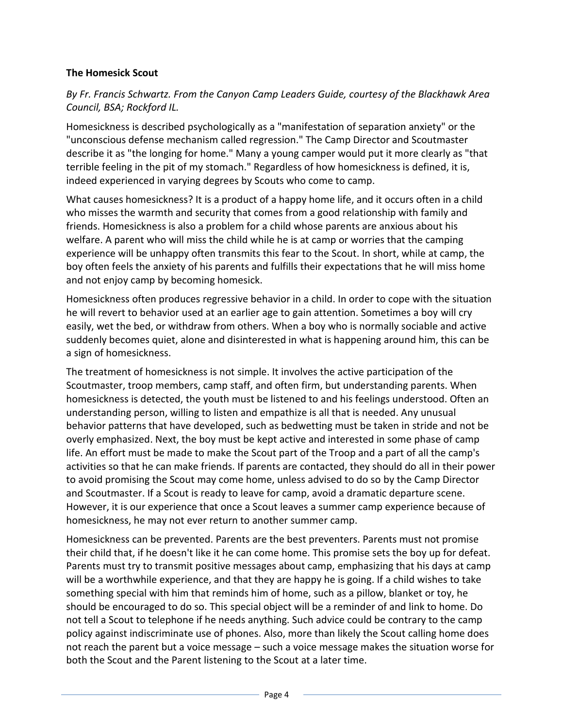**The Homesick Scout**

*By Fr. Francis Schwartz. From the Canyon Camp Leaders Guide, courtesy of the Blackhawk Area Council, BSA; Rockford IL.*

Homesickness is described psychologically as a "manifestation of separation anxiety" or the "unconscious defense mechanism called regression." The Camp Director and Scoutmaster describe it as "the longing for home." Many a young camper would put it more clearly as "that terrible feeling in the pit of my stomach." Regardless of how homesickness is defined, it is, indeed experienced in varying degrees by Scouts who come to camp.

What causes homesickness? It is a product of a happy home life, and it occurs often in a child who misses the warmth and security that comes from a good relationship with family and friends. Homesickness is also a problem for a child whose parents are anxious about his welfare. A parent who will miss the child while he is at camp or worries that the camping experience will be unhappy often transmits this fear to the Scout. In short, while at camp, the boy often feels the anxiety of his parents and fulfills their expectations that he will miss home and not enjoy camp by becoming homesick.

Homesickness often produces regressive behavior in a child. In order to cope with the situation he will revert to behavior used at an earlier age to gain attention. Sometimes a boy will cry easily, wet the bed, or withdraw from others. When a boy who is normally sociable and active suddenly becomes quiet, alone and disinterested in what is happening around him, this can be a sign of homesickness.

The treatment of homesickness is not simple. It involves the active participation of the Scoutmaster, troop members, camp staff, and often firm, but understanding parents. When homesickness is detected, the youth must be listened to and his feelings understood. Often an understanding person, willing to listen and empathize is all that is needed. Any unusual behavior patterns that have developed, such as bedwetting must be taken in stride and not be overly emphasized. Next, the boy must be kept active and interested in some phase of camp life. An effort must be made to make the Scout part of the Troop and a part of all the camp's activities so that he can make friends. If parents are contacted, they should do all in their power to avoid promising the Scout may come home, unless advised to do so by the Camp Director and Scoutmaster. If a Scout is ready to leave for camp, avoid a dramatic departure scene. However, it is our experience that once a Scout leaves a summer camp experience because of homesickness, he may not ever return to another summer camp.

Homesickness can be prevented. Parents are the best preventers. Parents must not promise their child that, if he doesn't like it he can come home. This promise sets the boy up for defeat. Parents must try to transmit positive messages about camp, emphasizing that his days at camp will be a worthwhile experience, and that they are happy he is going. If a child wishes to take something special with him that reminds him of home, such as a pillow, blanket or toy, he should be encouraged to do so. This special object will be a reminder of and link to home. Do not tell a Scout to telephone if he needs anything. Such advice could be contrary to the camp policy against indiscriminate use of phones. Also, more than likely the Scout calling home does not reach the parent but a voice message – such a voice message makes the situation worse for both the Scout and the Parent listening to the Scout at a later time.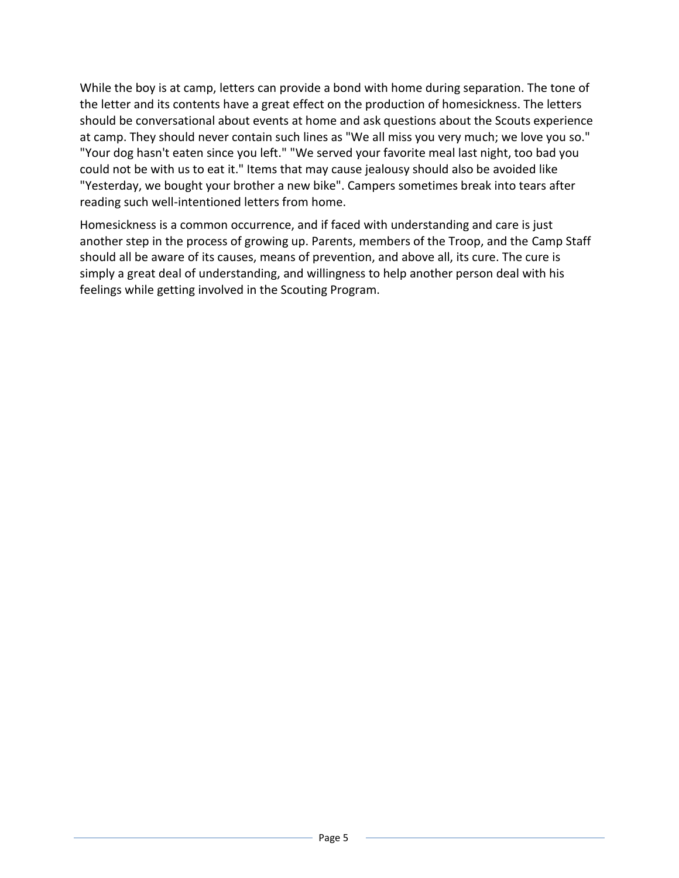While the boy is at camp, letters can provide a bond with home during separation. The tone of the letter and its contents have a great effect on the production of homesickness. The letters should be conversational about events at home and ask questions about the Scouts experience at camp. They should never contain such lines as "We all miss you very much; we love you so." "Your dog hasn't eaten since you left." "We served your favorite meal last night, too bad you could not be with us to eat it." Items that may cause jealousy should also be avoided like "Yesterday, we bought your brother a new bike". Campers sometimes break into tears after reading such well-intentioned letters from home.

Homesickness is a common occurrence, and if faced with understanding and care is just another step in the process of growing up. Parents, members of the Troop, and the Camp Staff should all be aware of its causes, means of prevention, and above all, its cure. The cure is simply a great deal of understanding, and willingness to help another person deal with his feelings while getting involved in the Scouting Program.